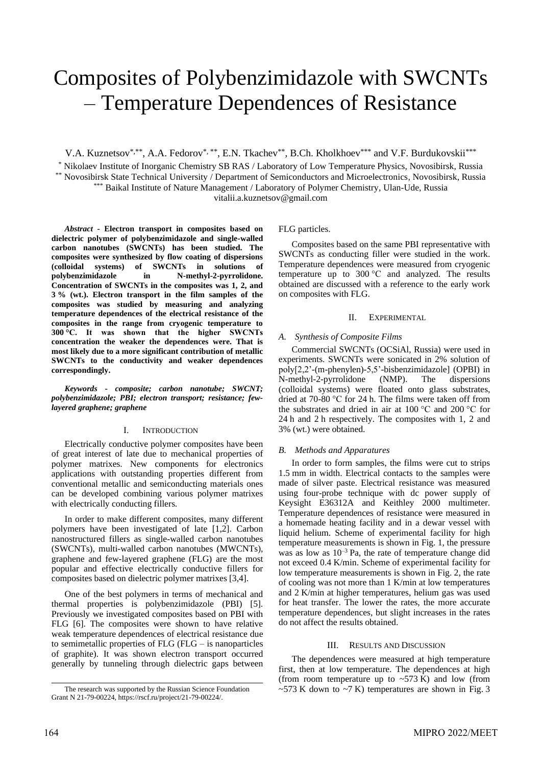# Composites of Polybenzimidazole with SWCNTs – Temperature Dependences of Resistance

V.A. Kuznetsov[*,**], A.A. Fedorov[*,**], E.N. Tkachev[**], B.Ch. Kholkhoev[***] and V.F. Burdukovskii[***]

[*] Nikolaev Institute of Inorganic Chemistry SB RAS / Laboratory of Low Temperature Physics, Novosibirsk, Russia
[**] Novosibirsk State Technical University / Department of Semiconductors and Microelectronics, Novosibirsk, Russia
[***] Baikal Institute of Nature Management / Laboratory of Polymer Chemistry, Ulan-Ude, Russia
vitalii.a.kuznetsov@gmail.com

***Abstract*** **- Electron transport in composites based on dielectric polymer of polybenzimidazole and single-walled carbon nanotubes (SWCNTs) has been studied. The composites were synthesized by flow coating of dispersions (colloidal systems) of SWCNTs in solutions of polybenzimidazole in N-methyl-2-pyrrolidone. Concentration of SWCNTs in the composites was 1, 2, and 3 % (wt.). Electron transport in the film samples of the composites was studied by measuring and analyzing temperature dependences of the electrical resistance of the composites in the range from cryogenic temperature to 300 °C. It was shown that the higher SWCNTs concentration the weaker the dependences were. That is most likely due to a more significant contribution of metallic SWCNTs to the conductivity and weaker dependences correspondingly.**

***Keywords - composite; carbon nanotube; SWCNT; polybenzimidazole; PBI; electron transport; resistance; few-layered graphene; graphene***

## I. Introduction

Electrically conductive polymer composites have been of great interest of late due to mechanical properties of polymer matrixes. New components for electronics applications with outstanding properties different from conventional metallic and semiconducting materials ones can be developed combining various polymer matrixes with electrically conducting fillers.

In order to make different composites, many different polymers have been investigated of late [1,2]. Carbon nanostructured fillers as single-walled carbon nanotubes (SWCNTs), multi-walled carbon nanotubes (MWCNTs), graphene and few-layered graphene (FLG) are the most popular and effective electrically conductive fillers for composites based on dielectric polymer matrixes [3,4].

One of the best polymers in terms of mechanical and thermal properties is polybenzimidazole (PBI) [5]. Previously we investigated composites based on PBI with FLG [6]. The composites were shown to have relative weak temperature dependences of electrical resistance due to semimetallic properties of FLG (FLG – is nanoparticles of graphite). It was shown electron transport occurred generally by tunneling through dielectric gaps between FLG particles.

Composites based on the same PBI representative with SWCNTs as conducting filler were studied in the work. Temperature dependences were measured from cryogenic temperature up to 300 °C and analyzed. The results obtained are discussed with a reference to the early work on composites with FLG.

## II. Experimental

### A. Synthesis of Composite Films

Commercial SWCNTs (OCSiAl, Russia) were used in experiments. SWCNTs were sonicated in 2% solution of poly[2,2'-(m-phenylen)-5,5'-bisbenzimidazole] (OPBI) in N-methyl-2-pyrrolidone (NMP). The dispersions (colloidal systems) were floated onto glass substrates, dried at 70-80 °C for 24 h. The films were taken off from the substrates and dried in air at 100 °C and 200 °C for 24 h and 2 h respectively. The composites with 1, 2 and 3% (wt.) were obtained.

### B. Methods and Apparatures

In order to form samples, the films were cut to strips 1.5 mm in width. Electrical contacts to the samples were made of silver paste. Electrical resistance was measured using four-probe technique with dc power supply of Keysight E36312A and Keithley 2000 multimeter. Temperature dependences of resistance were measured in a homemade heating facility and in a dewar vessel with liquid helium. Scheme of experimental facility for high temperature measurements is shown in Fig. 1, the pressure was as low as $10^{-3}$ Pa, the rate of temperature change did not exceed 0.4 K/min. Scheme of experimental facility for low temperature measurements is shown in Fig. 2, the rate of cooling was not more than 1 K/min at low temperatures and 2 K/min at higher temperatures, helium gas was used for heat transfer. The lower the rates, the more accurate temperature dependences, but slight increases in the rates do not affect the results obtained.

## III. Results and Discussion

The dependences were measured at high temperature first, then at low temperature. The dependences at high (from room temperature up to ~573 K) and low (from ~573 K down to ~7 K) temperatures are shown in Fig. 3

The research was supported by the Russian Science Foundation Grant N 21-79-00224, https://rscf.ru/project/21-79-00224/.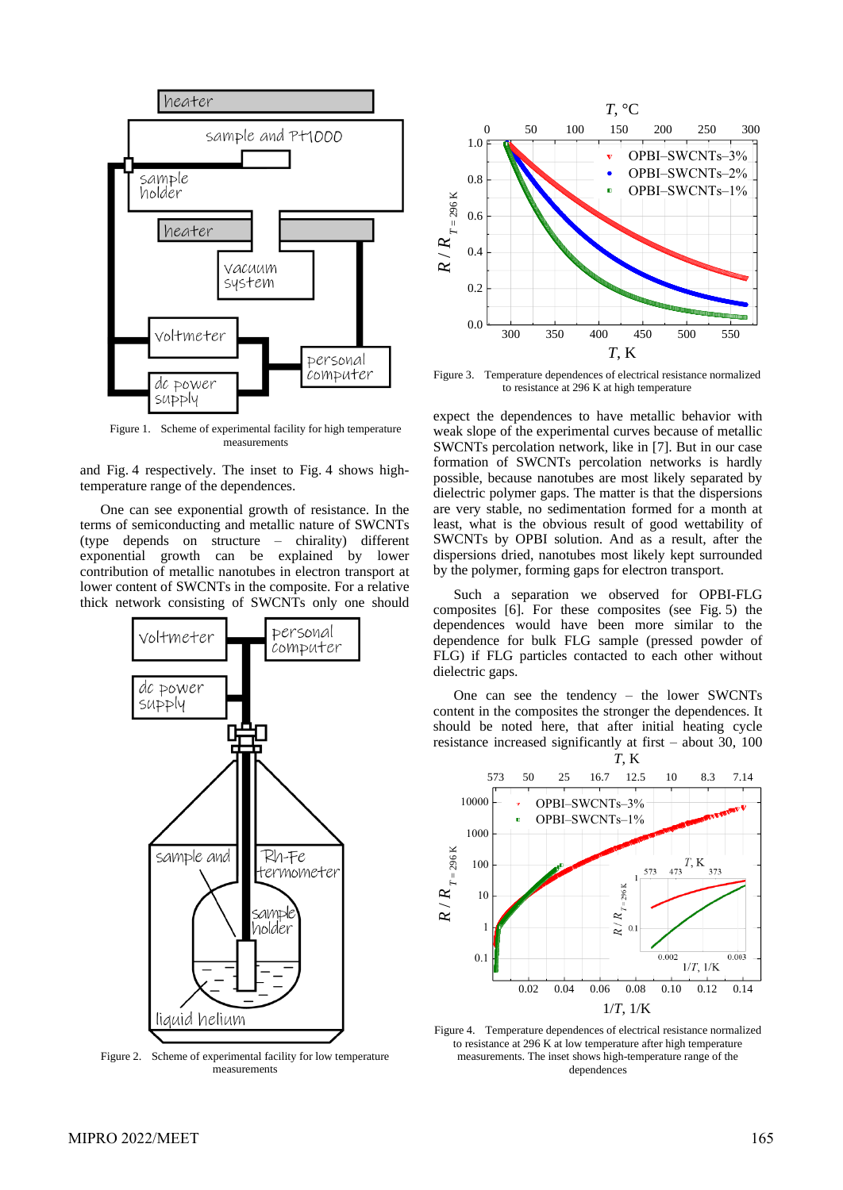Figure 1. Scheme of experimental facility for high temperature measurements

and Fig. 4 respectively. The inset to Fig. 4 shows high-temperature range of the dependences.

One can see exponential growth of resistance. In the terms of semiconducting and metallic nature of SWCNTs (type depends on structure – chirality) different exponential growth can be explained by lower contribution of metallic nanotubes in electron transport at lower content of SWCNTs in the composite. For a relative thick network consisting of SWCNTs only one should

Figure 2. Scheme of experimental facility for low temperature measurements

Figure 3. Temperature dependences of electrical resistance normalized to resistance at 296 K at high temperature

expect the dependences to have metallic behavior with weak slope of the experimental curves because of metallic SWCNTs percolation network, like in [7]. But in our case formation of SWCNTs percolation networks is hardly possible, because nanotubes are most likely separated by dielectric polymer gaps. The matter is that the dispersions are very stable, no sedimentation formed for a month at least, what is the obvious result of good wettability of SWCNTs by OPBI solution. And as a result, after the dispersions dried, nanotubes most likely kept surrounded by the polymer, forming gaps for electron transport.

Such a separation we observed for OPBI-FLG composites [6]. For these composites (see Fig. 5) the dependences would have been more similar to the dependence for bulk FLG sample (pressed powder of FLG) if FLG particles contacted to each other without dielectric gaps.

One can see the tendency – the lower SWCNTs content in the composites the stronger the dependences. It should be noted here, that after initial heating cycle resistance increased significantly at first – about 30, 100

Figure 4. Temperature dependences of electrical resistance normalized to resistance at 296 K at low temperature after high temperature measurements. The inset shows high-temperature range of the dependences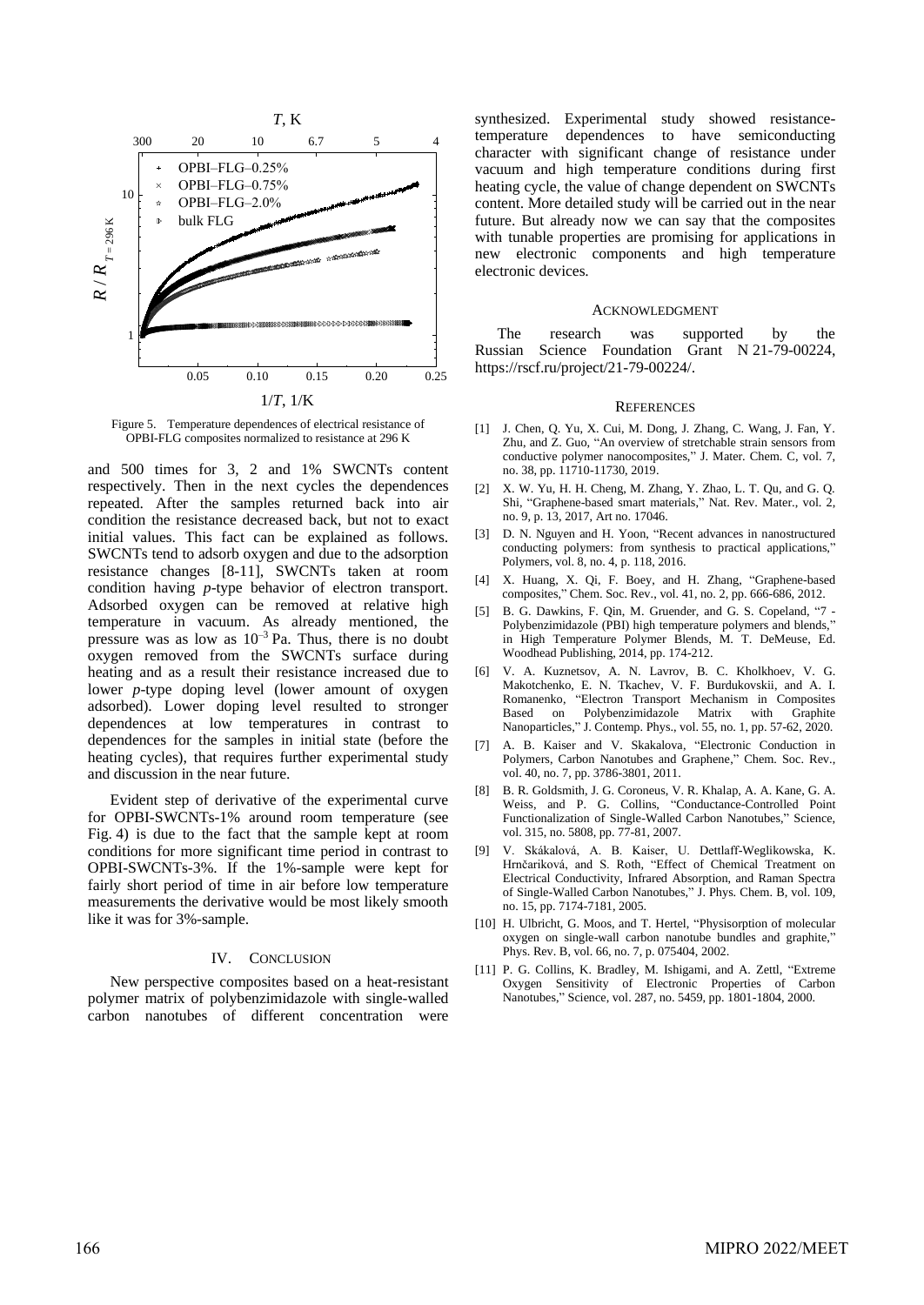T, K

300 20 10 6.7 5 4

10

1

$R / R_{T = 296\,K}$

0.05 0.10 0.15 0.20 0.25

1/T, 1/K

OPBI–FLG–0.25%

OPBI–FLG–0.75%

OPBI–FLG–2.0%

bulk FLG

Figure 5. Temperature dependences of electrical resistance of OPBI-FLG composites normalized to resistance at 296 K

and 500 times for 3, 2 and 1% SWCNTs content respectively. Then in the next cycles the dependences repeated. After the samples returned back into air condition the resistance decreased back, but not to exact initial values. This fact can be explained as follows. SWCNTs tend to adsorb oxygen and due to the adsorption resistance changes [8-11], SWCNTs taken at room condition having *p*-type behavior of electron transport. Adsorbed oxygen can be removed at relative high temperature in vacuum. As already mentioned, the pressure was as low as $10^{-3}$ Pa. Thus, there is no doubt oxygen removed from the SWCNTs surface during heating and as a result their resistance increased due to lower *p*-type doping level (lower amount of oxygen adsorbed). Lower doping level resulted to stronger dependences at low temperatures in contrast to dependences for the samples in initial state (before the heating cycles), that requires further experimental study and discussion in the near future.

Evident step of derivative of the experimental curve for OPBI-SWCNTs-1% around room temperature (see Fig. 4) is due to the fact that the sample kept at room conditions for more significant time period in contrast to OPBI-SWCNTs-3%. If the 1%-sample were kept for fairly short period of time in air before low temperature measurements the derivative would be most likely smooth like it was for 3%-sample.

## IV. Conclusion

New perspective composites based on a heat-resistant polymer matrix of polybenzimidazole with single-walled carbon nanotubes of different concentration were synthesized. Experimental study showed resistance-temperature dependences to have semiconducting character with significant change of resistance under vacuum and high temperature conditions during first heating cycle, the value of change dependent on SWCNTs content. More detailed study will be carried out in the near future. But already now we can say that the composites with tunable properties are promising for applications in new electronic components and high temperature electronic devices.

## Acknowledgment

The research was supported by the Russian Science Foundation Grant N 21-79-00224, https://rscf.ru/project/21-79-00224/.

## References

[1] J. Chen, Q. Yu, X. Cui, M. Dong, J. Zhang, C. Wang, J. Fan, Y. Zhu, and Z. Guo, "An overview of stretchable strain sensors from conductive polymer nanocomposites," J. Mater. Chem. C, vol. 7, no. 38, pp. 11710-11730, 2019.

[2] X. W. Yu, H. H. Cheng, M. Zhang, Y. Zhao, L. T. Qu, and G. Q. Shi, "Graphene-based smart materials," Nat. Rev. Mater., vol. 2, no. 9, p. 13, 2017, Art no. 17046.

[3] D. N. Nguyen and H. Yoon, "Recent advances in nanostructured conducting polymers: from synthesis to practical applications," Polymers, vol. 8, no. 4, p. 118, 2016.

[4] X. Huang, X. Qi, F. Boey, and H. Zhang, "Graphene-based composites," Chem. Soc. Rev., vol. 41, no. 2, pp. 666-686, 2012.

[5] B. G. Dawkins, F. Qin, M. Gruender, and G. S. Copeland, "7 - Polybenzimidazole (PBI) high temperature polymers and blends," in High Temperature Polymer Blends, M. T. DeMeuse, Ed. Woodhead Publishing, 2014, pp. 174-212.

[6] V. A. Kuznetsov, A. N. Lavrov, B. C. Kholkhoev, V. G. Makotchenko, E. N. Tkachev, V. F. Burdukovskii, and A. I. Romanenko, "Electron Transport Mechanism in Composites Based on Polybenzimidazole Matrix with Graphite Nanoparticles," J. Contemp. Phys., vol. 55, no. 1, pp. 57-62, 2020.

[7] A. B. Kaiser and V. Skakalova, "Electronic Conduction in Polymers, Carbon Nanotubes and Graphene," Chem. Soc. Rev., vol. 40, no. 7, pp. 3786-3801, 2011.

[8] B. R. Goldsmith, J. G. Coroneus, V. R. Khalap, A. A. Kane, G. A. Weiss, and P. G. Collins, "Conductance-Controlled Point Functionalization of Single-Walled Carbon Nanotubes," Science, vol. 315, no. 5808, pp. 77-81, 2007.

[9] V. Skákalová, A. B. Kaiser, U. Dettlaff-Weglikowska, K. Hrnčariková, and S. Roth, "Effect of Chemical Treatment on Electrical Conductivity, Infrared Absorption, and Raman Spectra of Single-Walled Carbon Nanotubes," J. Phys. Chem. B, vol. 109, no. 15, pp. 7174-7181, 2005.

[10] H. Ulbricht, G. Moos, and T. Hertel, "Physisorption of molecular oxygen on single-wall carbon nanotube bundles and graphite," Phys. Rev. B, vol. 66, no. 7, p. 075404, 2002.

[11] P. G. Collins, K. Bradley, M. Ishigami, and A. Zettl, "Extreme Oxygen Sensitivity of Electronic Properties of Carbon Nanotubes," Science, vol. 287, no. 5459, pp. 1801-1804, 2000.